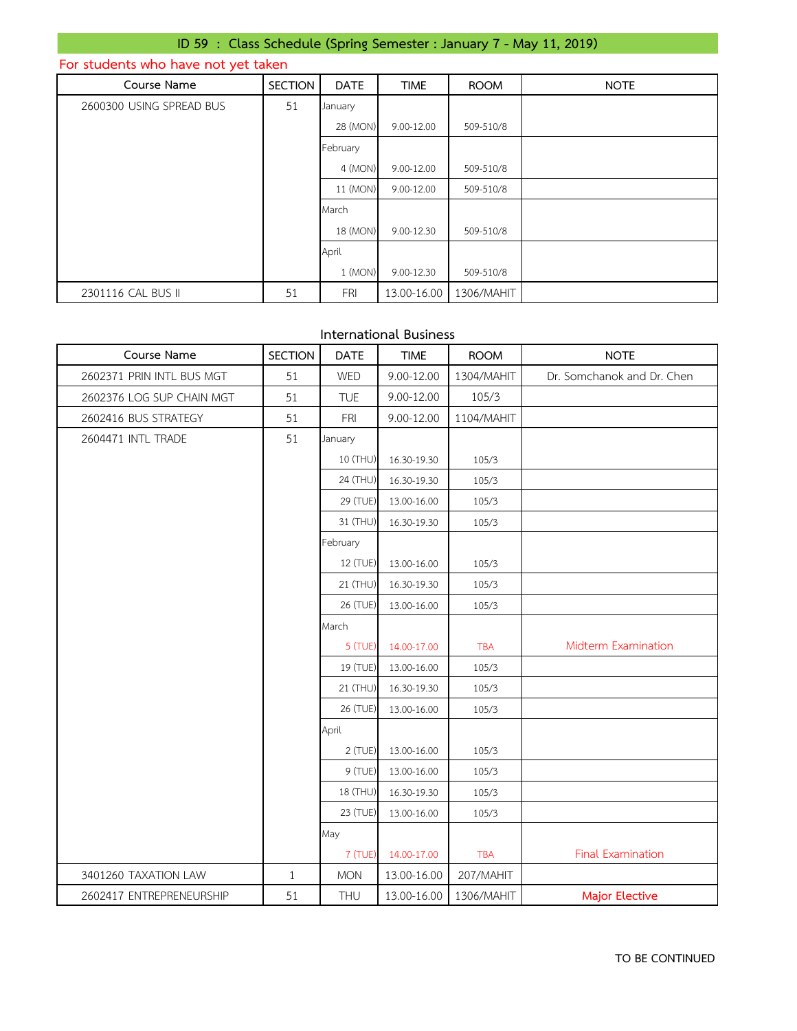## ID 59 : Class Schedule (Spring Semester : January 7 - May 11, 2019)

For students who have not yet taken

| Course Name | SECTION | DATE | TIME | ROOM | NOTE |
|---|---|---|---|---|---|
| 2600300 USING SPREAD BUS | 51 | January | | | |
| | | 28 (MON) | 9.00-12.00 | 509-510/8 | |
| | | February | | | |
| | | 4 (MON) | 9.00-12.00 | 509-510/8 | |
| | | 11 (MON) | 9.00-12.00 | 509-510/8 | |
| | | March | | | |
| | | 18 (MON) | 9.00-12.30 | 509-510/8 | |
| | | April | | | |
| | | 1 (MON) | 9.00-12.30 | 509-510/8 | |
| 2301116 CAL BUS II | 51 | FRI | 13.00-16.00 | 1306/MAHIT | |

### International Business

| Course Name | SECTION | DATE | TIME | ROOM | NOTE |
|---|---|---|---|---|---|
| 2602371 PRIN INTL BUS MGT | 51 | WED | 9.00-12.00 | 1304/MAHIT | Dr. Somchanok and Dr. Chen |
| 2602376 LOG SUP CHAIN MGT | 51 | TUE | 9.00-12.00 | 105/3 | |
| 2602416 BUS STRATEGY | 51 | FRI | 9.00-12.00 | 1104/MAHIT | |
| 2604471 INTL TRADE | 51 | January | | | |
| | | 10 (THU) | 16.30-19.30 | 105/3 | |
| | | 24 (THU) | 16.30-19.30 | 105/3 | |
| | | 29 (TUE) | 13.00-16.00 | 105/3 | |
| | | 31 (THU) | 16.30-19.30 | 105/3 | |
| | | February | | | |
| | | 12 (TUE) | 13.00-16.00 | 105/3 | |
| | | 21 (THU) | 16.30-19.30 | 105/3 | |
| | | 26 (TUE) | 13.00-16.00 | 105/3 | |
| | | March | | | |
| | | 5 (TUE) | 14.00-17.00 | TBA | Midterm Examination |
| | | 19 (TUE) | 13.00-16.00 | 105/3 | |
| | | 21 (THU) | 16.30-19.30 | 105/3 | |
| | | 26 (TUE) | 13.00-16.00 | 105/3 | |
| | | April | | | |
| | | 2 (TUE) | 13.00-16.00 | 105/3 | |
| | | 9 (TUE) | 13.00-16.00 | 105/3 | |
| | | 18 (THU) | 16.30-19.30 | 105/3 | |
| | | 23 (TUE) | 13.00-16.00 | 105/3 | |
| | | May | | | |
| | | 7 (TUE) | 14.00-17.00 | TBA | Final Examination |
| 3401260 TAXATION LAW | 1 | MON | 13.00-16.00 | 207/MAHIT | |
| 2602417 ENTREPRENEURSHIP | 51 | THU | 13.00-16.00 | 1306/MAHIT | Major Elective |

TO BE CONTINUED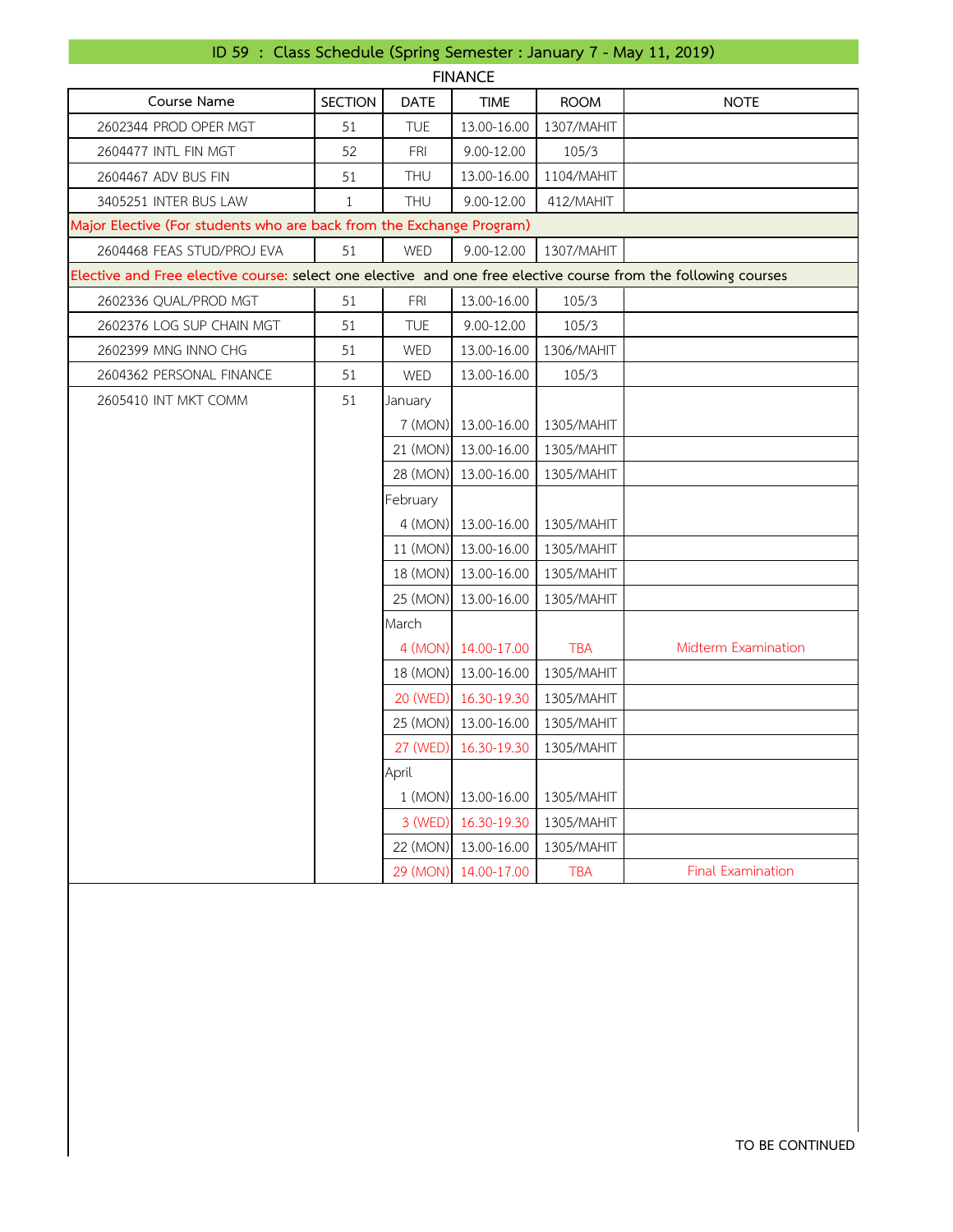## ID 59 : Class Schedule (Spring Semester : January 7 - May 11, 2019)

### FINANCE

| Course Name | SECTION | DATE | TIME | ROOM | NOTE |
|---|---|---|---|---|---|
| 2602344 PROD OPER MGT | 51 | TUE | 13.00-16.00 | 1307/MAHIT | |
| 2604477 INTL FIN MGT | 52 | FRI | 9.00-12.00 | 105/3 | |
| 2604467 ADV BUS FIN | 51 | THU | 13.00-16.00 | 1104/MAHIT | |
| 3405251 INTER BUS LAW | 1 | THU | 9.00-12.00 | 412/MAHIT | |
| Major Elective (For students who are back from the Exchange Program) | | | | | |
| 2604468 FEAS STUD/PROJ EVA | 51 | WED | 9.00-12.00 | 1307/MAHIT | |
| Elective and Free elective course: select one elective and one free elective course from the following courses | | | | | |
| 2602336 QUAL/PROD MGT | 51 | FRI | 13.00-16.00 | 105/3 | |
| 2602376 LOG SUP CHAIN MGT | 51 | TUE | 9.00-12.00 | 105/3 | |
| 2602399 MNG INNO CHG | 51 | WED | 13.00-16.00 | 1306/MAHIT | |
| 2604362 PERSONAL FINANCE | 51 | WED | 13.00-16.00 | 105/3 | |
| 2605410 INT MKT COMM | 51 | January | | | |
| | | 7 (MON) | 13.00-16.00 | 1305/MAHIT | |
| | | 21 (MON) | 13.00-16.00 | 1305/MAHIT | |
| | | 28 (MON) | 13.00-16.00 | 1305/MAHIT | |
| | | February | | | |
| | | 4 (MON) | 13.00-16.00 | 1305/MAHIT | |
| | | 11 (MON) | 13.00-16.00 | 1305/MAHIT | |
| | | 18 (MON) | 13.00-16.00 | 1305/MAHIT | |
| | | 25 (MON) | 13.00-16.00 | 1305/MAHIT | |
| | | March | | | |
| | | 4 (MON) | 14.00-17.00 | TBA | Midterm Examination |
| | | 18 (MON) | 13.00-16.00 | 1305/MAHIT | |
| | | 20 (WED) | 16.30-19.30 | 1305/MAHIT | |
| | | 25 (MON) | 13.00-16.00 | 1305/MAHIT | |
| | | 27 (WED) | 16.30-19.30 | 1305/MAHIT | |
| | | April | | | |
| | | 1 (MON) | 13.00-16.00 | 1305/MAHIT | |
| | | 3 (WED) | 16.30-19.30 | 1305/MAHIT | |
| | | 22 (MON) | 13.00-16.00 | 1305/MAHIT | |
| | | 29 (MON) | 14.00-17.00 | TBA | Final Examination |

TO BE CONTINUED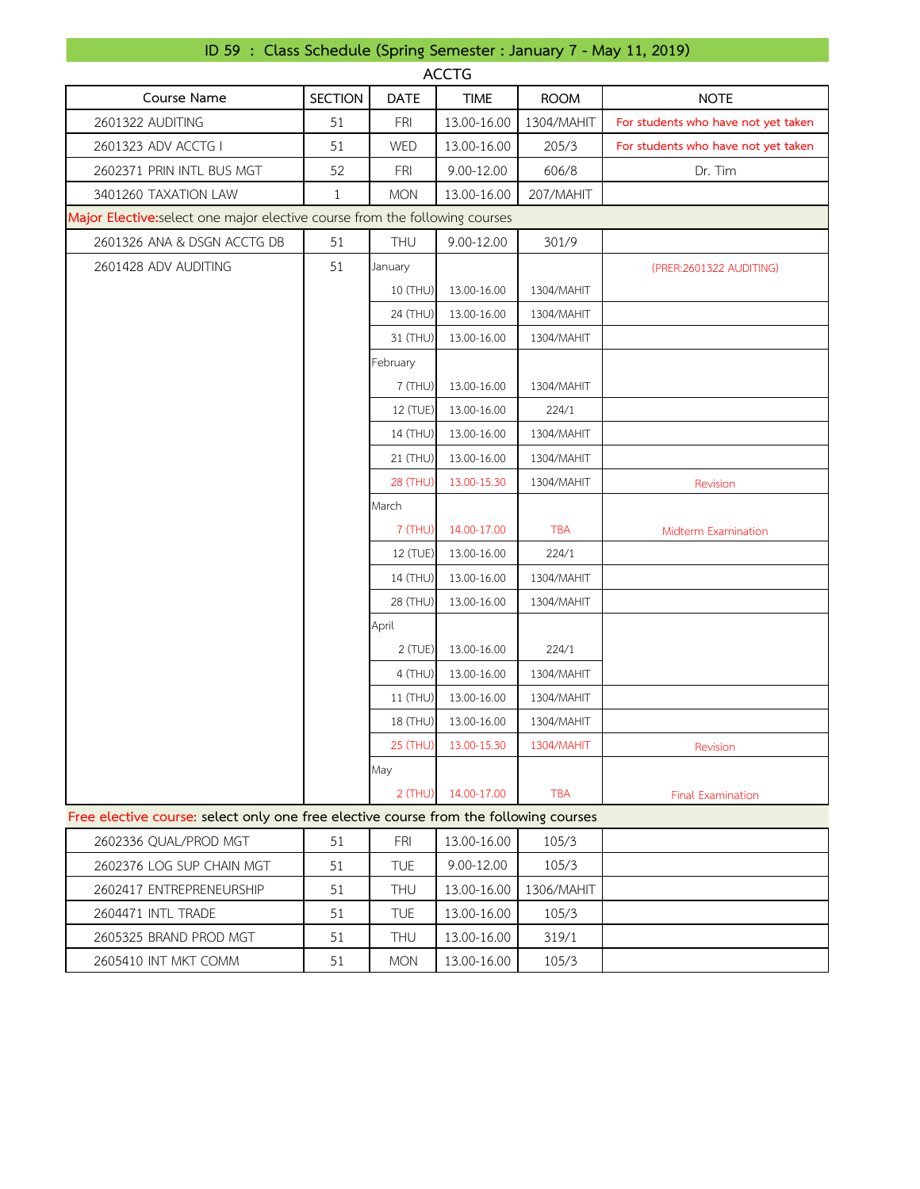## ID 59 : Class Schedule (Spring Semester : January 7 - May 11, 2019)

### ACCTG

| Course Name | SECTION | DATE | TIME | ROOM | NOTE |
|---|---|---|---|---|---|
| 2601322 AUDITING | 51 | FRI | 13.00-16.00 | 1304/MAHIT | For students who have not yet taken |
| 2601323 ADV ACCTG I | 51 | WED | 13.00-16.00 | 205/3 | For students who have not yet taken |
| 2602371 PRIN INTL BUS MGT | 52 | FRI | 9.00-12.00 | 606/8 | Dr. Tim |
| 3401260 TAXATION LAW | 1 | MON | 13.00-16.00 | 207/MAHIT | |
| **Major Elective:** select one major elective course from the following courses | | | | | |
| 2601326 ANA & DSGN ACCTG DB | 51 | THU | 9.00-12.00 | 301/9 | |
| 2601428 ADV AUDITING | 51 | January | | | (PRER:2601322 AUDITING) |
| | | 10 (THU) | 13.00-16.00 | 1304/MAHIT | |
| | | 24 (THU) | 13.00-16.00 | 1304/MAHIT | |
| | | 31 (THU) | 13.00-16.00 | 1304/MAHIT | |
| | | February | | | |
| | | 7 (THU) | 13.00-16.00 | 1304/MAHIT | |
| | | 12 (TUE) | 13.00-16.00 | 224/1 | |
| | | 14 (THU) | 13.00-16.00 | 1304/MAHIT | |
| | | 21 (THU) | 13.00-16.00 | 1304/MAHIT | |
| | | 28 (THU) | 13.00-15.30 | 1304/MAHIT | Revision |
| | | March | | | |
| | | 7 (THU) | 14.00-17.00 | TBA | Midterm Examination |
| | | 12 (TUE) | 13.00-16.00 | 224/1 | |
| | | 14 (THU) | 13.00-16.00 | 1304/MAHIT | |
| | | 28 (THU) | 13.00-16.00 | 1304/MAHIT | |
| | | April | | | |
| | | 2 (TUE) | 13.00-16.00 | 224/1 | |
| | | 4 (THU) | 13.00-16.00 | 1304/MAHIT | |
| | | 11 (THU) | 13.00-16.00 | 1304/MAHIT | |
| | | 18 (THU) | 13.00-16.00 | 1304/MAHIT | |
| | | 25 (THU) | 13.00-15.30 | 1304/MAHIT | Revision |
| | | May | | | |
| | | 2 (THU) | 14.00-17.00 | TBA | Final Examination |
| **Free elective course:** select only one free elective course from the following courses | | | | | |
| 2602336 QUAL/PROD MGT | 51 | FRI | 13.00-16.00 | 105/3 | |
| 2602376 LOG SUP CHAIN MGT | 51 | TUE | 9.00-12.00 | 105/3 | |
| 2602417 ENTREPRENEURSHIP | 51 | THU | 13.00-16.00 | 1306/MAHIT | |
| 2604471 INTL TRADE | 51 | TUE | 13.00-16.00 | 105/3 | |
| 2605325 BRAND PROD MGT | 51 | THU | 13.00-16.00 | 319/1 | |
| 2605410 INT MKT COMM | 51 | MON | 13.00-16.00 | 105/3 | |